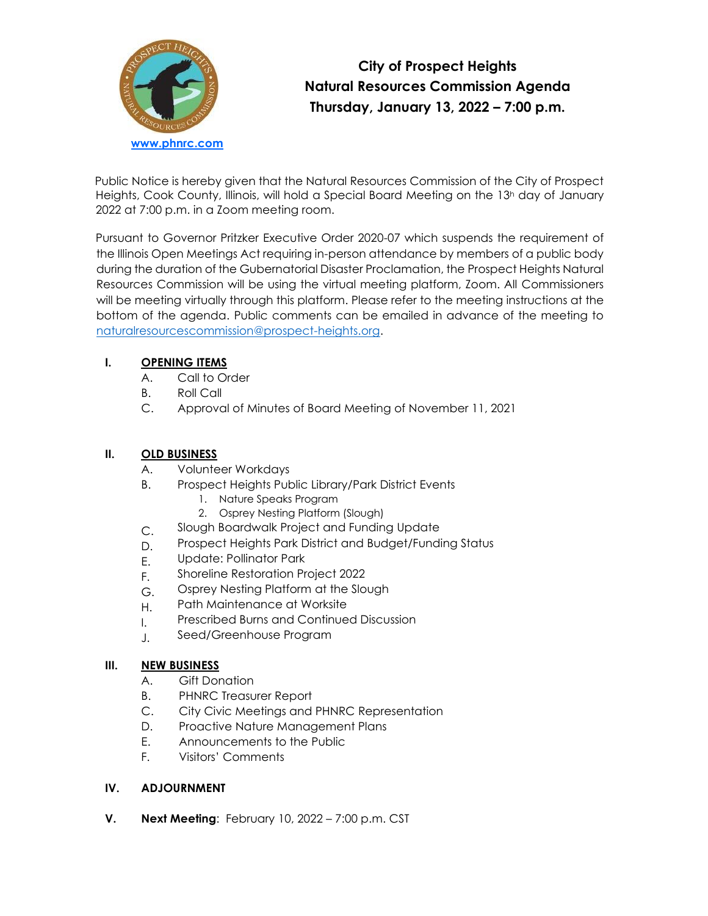www.phnrc.com

# City of Prospect Heights Natural Resources Commission Agenda Thursday, January 13, 2022 – 7:00 p.m.

Public Notice is hereby given that the Natural Resources Commission of the City of Prospect Heights, Cook County, Illinois, will hold a Special Board Meeting on the 13h day of January 2022 at 7:00 p.m. in a Zoom meeting room.

Pursuant to Governor Pritzker Executive Order 2020-07 which suspends the requirement of the Illinois Open Meetings Act requiring in-person attendance by members of a public body during the duration of the Gubernatorial Disaster Proclamation, the Prospect Heights Natural Resources Commission will be using the virtual meeting platform, Zoom. All Commissioners will be meeting virtually through this platform. Please refer to the meeting instructions at the bottom of the agenda. Public comments can be emailed in advance of the meeting to naturalresourcescommission@prospect-heights.org.

**I. OPENING ITEMS**

- A. Call to Order
- B. Roll Call
- C. Approval of Minutes of Board Meeting of November 11, 2021

**II. OLD BUSINESS**

- A. Volunteer Workdays
- B. Prospect Heights Public Library/Park District Events
  1. Nature Speaks Program
  2. Osprey Nesting Platform (Slough)
- C. Slough Boardwalk Project and Funding Update
- D. Prospect Heights Park District and Budget/Funding Status
- E. Update: Pollinator Park
- F. Shoreline Restoration Project 2022
- G. Osprey Nesting Platform at the Slough
- H. Path Maintenance at Worksite
- I. Prescribed Burns and Continued Discussion
- J. Seed/Greenhouse Program

**III. NEW BUSINESS**

- A. Gift Donation
- B. PHNRC Treasurer Report
- C. City Civic Meetings and PHNRC Representation
- D. Proactive Nature Management Plans
- E. Announcements to the Public
- F. Visitors' Comments

**IV. ADJOURNMENT**

**V. Next Meeting**: February 10, 2022 – 7:00 p.m. CST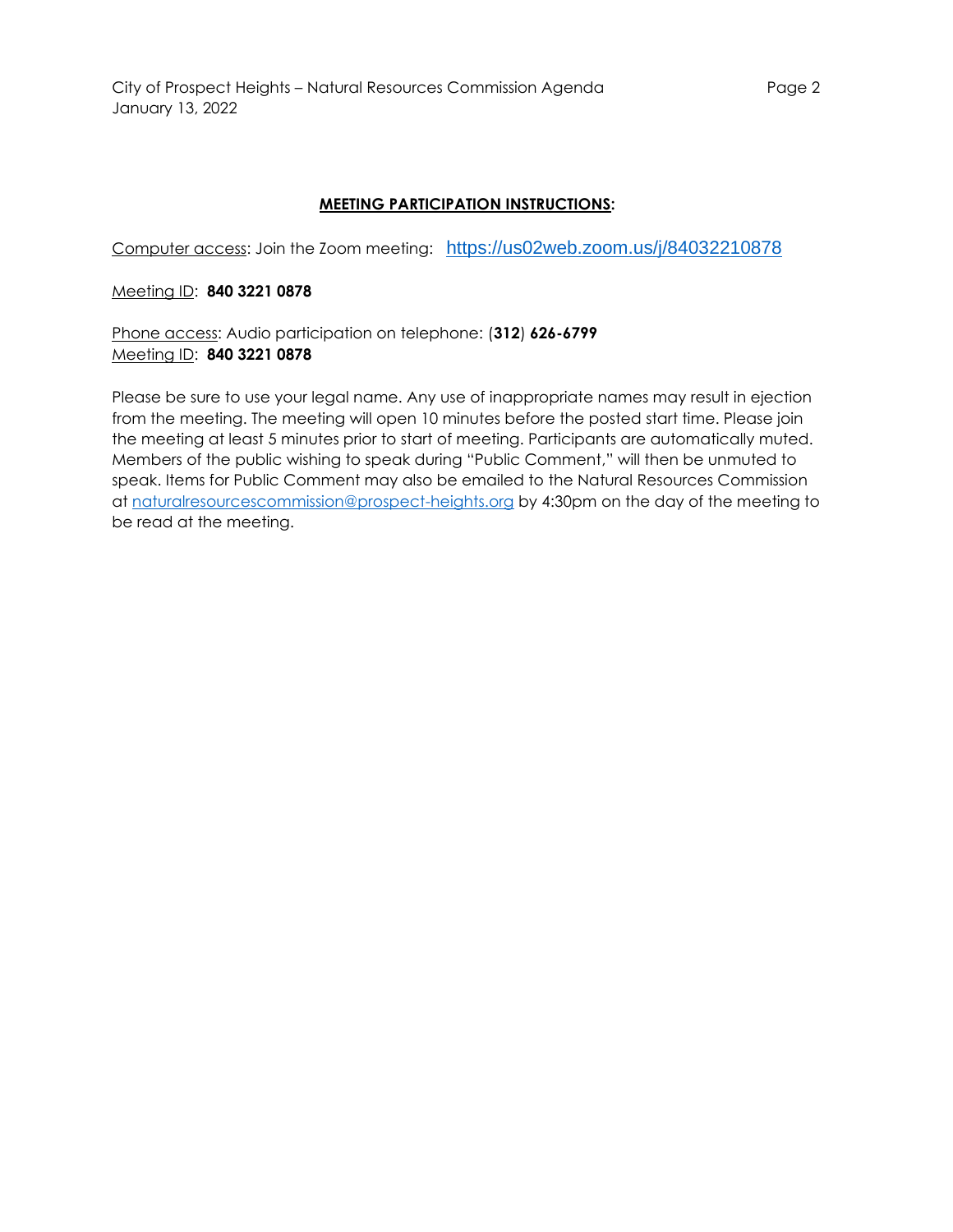## MEETING PARTICIPATION INSTRUCTIONS:

Computer access: Join the Zoom meeting: https://us02web.zoom.us/j/84032210878

Meeting ID: **840 3221 0878**

Phone access: Audio participation on telephone: (**312**) **626-6799**
Meeting ID: **840 3221 0878**

Please be sure to use your legal name. Any use of inappropriate names may result in ejection from the meeting. The meeting will open 10 minutes before the posted start time. Please join the meeting at least 5 minutes prior to start of meeting. Participants are automatically muted. Members of the public wishing to speak during "Public Comment," will then be unmuted to speak. Items for Public Comment may also be emailed to the Natural Resources Commission at naturalresourcescommission@prospect-heights.org by 4:30pm on the day of the meeting to be read at the meeting.